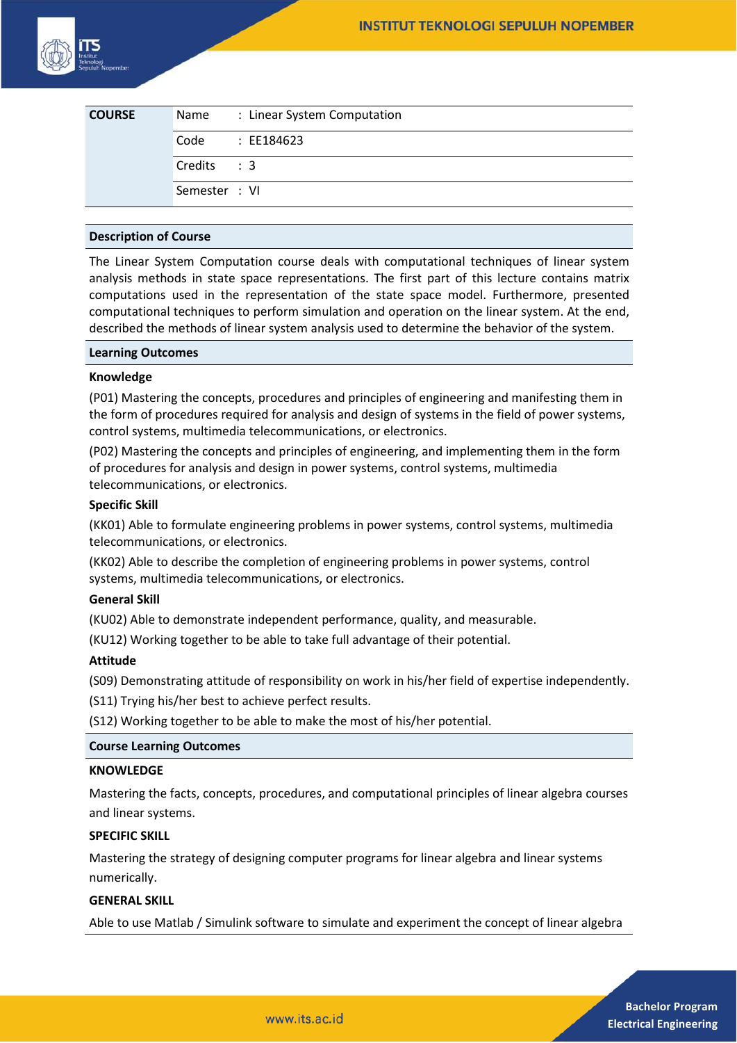| COURSE | Name | : Linear System Computation |
|---|---|---|
| | Code | : EE184623 |
| | Credits | : 3 |
| | Semester | : VI |

## Description of Course

The Linear System Computation course deals with computational techniques of linear system analysis methods in state space representations. The first part of this lecture contains matrix computations used in the representation of the state space model. Furthermore, presented computational techniques to perform simulation and operation on the linear system. At the end, described the methods of linear system analysis used to determine the behavior of the system.

## Learning Outcomes

### Knowledge

(P01) Mastering the concepts, procedures and principles of engineering and manifesting them in the form of procedures required for analysis and design of systems in the field of power systems, control systems, multimedia telecommunications, or electronics.

(P02) Mastering the concepts and principles of engineering, and implementing them in the form of procedures for analysis and design in power systems, control systems, multimedia telecommunications, or electronics.

### Specific Skill

(KK01) Able to formulate engineering problems in power systems, control systems, multimedia telecommunications, or electronics.

(KK02) Able to describe the completion of engineering problems in power systems, control systems, multimedia telecommunications, or electronics.

### General Skill

(KU02) Able to demonstrate independent performance, quality, and measurable.

(KU12) Working together to be able to take full advantage of their potential.

### Attitude

(S09) Demonstrating attitude of responsibility on work in his/her field of expertise independently.

(S11) Trying his/her best to achieve perfect results.

(S12) Working together to be able to make the most of his/her potential.

## Course Learning Outcomes

### KNOWLEDGE

Mastering the facts, concepts, procedures, and computational principles of linear algebra courses and linear systems.

### SPECIFIC SKILL

Mastering the strategy of designing computer programs for linear algebra and linear systems numerically.

### GENERAL SKILL

Able to use Matlab / Simulink software to simulate and experiment the concept of linear algebra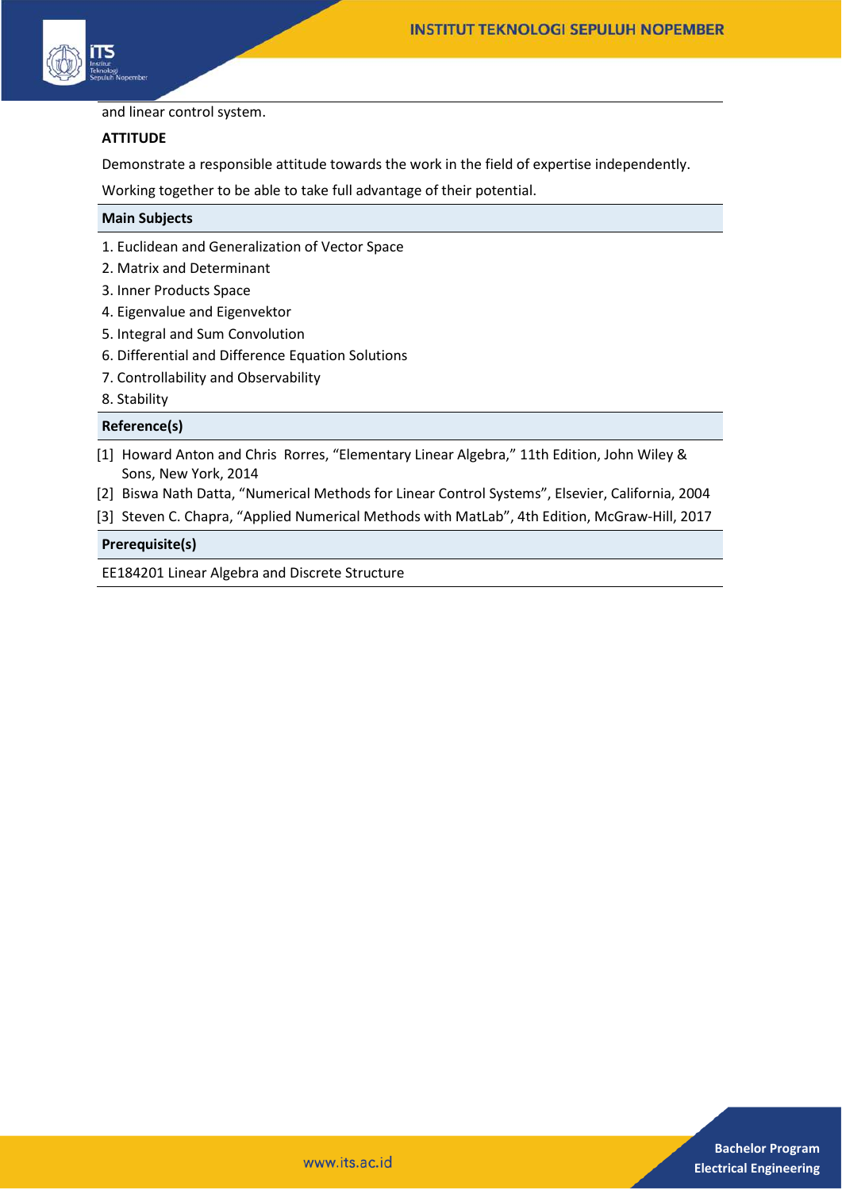and linear control system.

**ATTITUDE**

Demonstrate a responsible attitude towards the work in the field of expertise independently.

Working together to be able to take full advantage of their potential.

**Main Subjects**

1. Euclidean and Generalization of Vector Space
2. Matrix and Determinant
3. Inner Products Space
4. Eigenvalue and Eigenvektor
5. Integral and Sum Convolution
6. Differential and Difference Equation Solutions
7. Controllability and Observability
8. Stability

**Reference(s)**

[1] Howard Anton and Chris Rorres, "Elementary Linear Algebra," 11th Edition, John Wiley & Sons, New York, 2014

[2] Biswa Nath Datta, "Numerical Methods for Linear Control Systems", Elsevier, California, 2004

[3] Steven C. Chapra, "Applied Numerical Methods with MatLab", 4th Edition, McGraw-Hill, 2017

**Prerequisite(s)**

EE184201 Linear Algebra and Discrete Structure